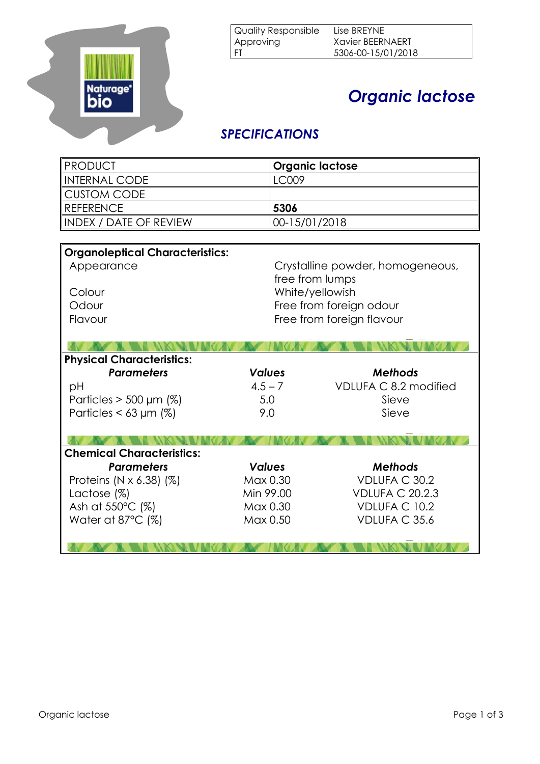| Quality Responsible | Lise BREYNE |
|---|---|
| Approving | Xavier BEERNAERT |
| FT | 5306-00-15/01/2018 |

# Organic lactose

## SPECIFICATIONS

| PRODUCT | **Organic lactose** |
|---|---|
| INTERNAL CODE | LC009 |
| CUSTOM CODE | |
| REFERENCE | **5306** |
| INDEX / DATE OF REVIEW | 00-15/01/2018 |

**Organoleptical Characteristics:**

| | |
|---|---|
| Appearance | Crystalline powder, homogeneous, free from lumps |
| Colour | White/yellowish |
| Odour | Free from foreign odour |
| Flavour | Free from foreign flavour |

**Physical Characteristics:**

| *Parameters* | *Values* | *Methods* |
|---|---|---|
| pH | 4.5 – 7 | VDLUFA C 8.2 modified |
| Particles > 500 µm (%) | 5.0 | Sieve |
| Particles < 63 µm (%) | 9.0 | Sieve |

**Chemical Characteristics:**

| *Parameters* | *Values* | *Methods* |
|---|---|---|
| Proteins (N x 6.38) (%) | Max 0.30 | VDLUFA C 30.2 |
| Lactose (%) | Min 99.00 | VDLUFA C 20.2.3 |
| Ash at 550°C (%) | Max 0.30 | VDLUFA C 10.2 |
| Water at 87°C (%) | Max 0.50 | VDLUFA C 35.6 |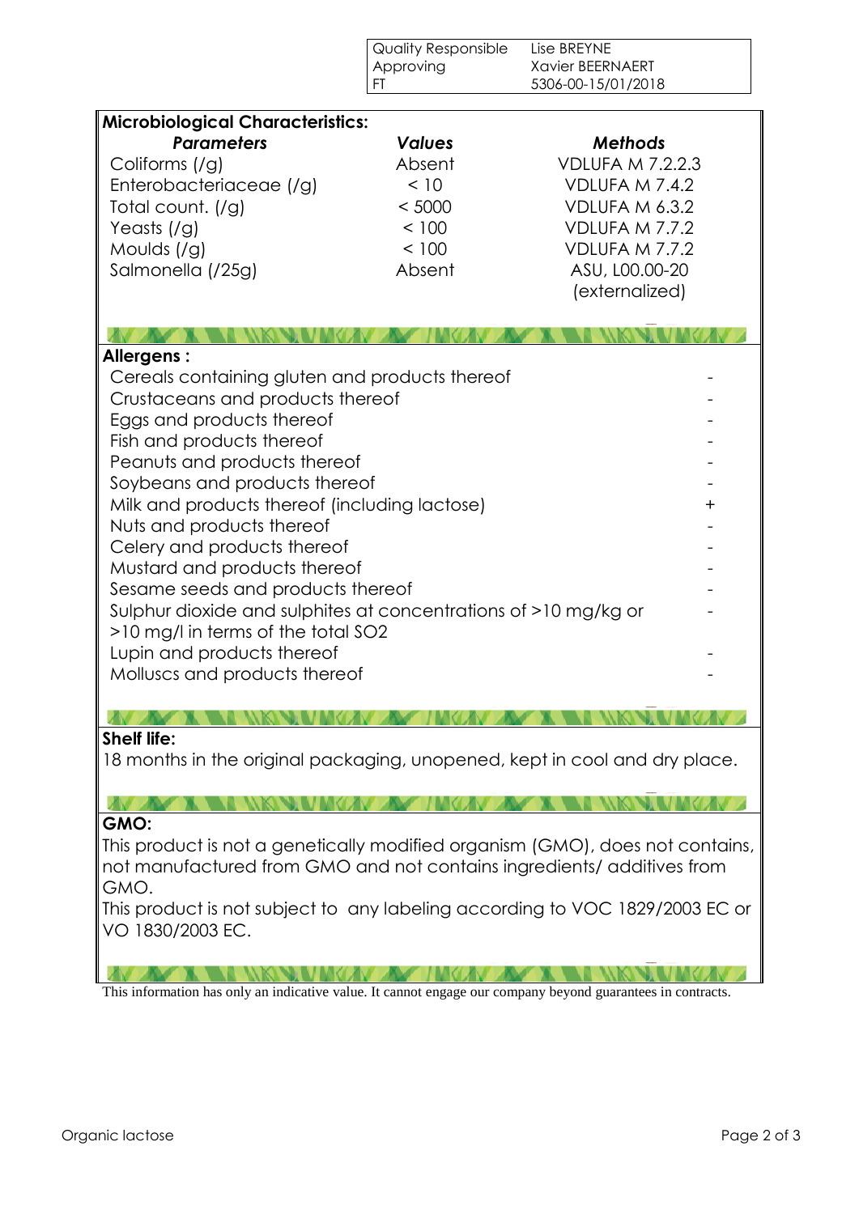| Quality Responsible | Lise BREYNE |
|---|---|
| Approving | Xavier BEERNAERT |
| FT | 5306-00-15/01/2018 |

**Microbiological Characteristics:**

| *Parameters* | *Values* | *Methods* |
|---|---|---|
| Coliforms (/g) | Absent | VDLUFA M 7.2.2.3 |
| Enterobacteriaceae (/g) | < 10 | VDLUFA M 7.4.2 |
| Total count. (/g) | < 5000 | VDLUFA M 6.3.2 |
| Yeasts (/g) | < 100 | VDLUFA M 7.7.2 |
| Moulds (/g) | < 100 | VDLUFA M 7.7.2 |
| Salmonella (/25g) | Absent | ASU, L00.00-20 (externalized) |

**Allergens :**

| | |
|---|---|
| Cereals containing gluten and products thereof | - |
| Crustaceans and products thereof | - |
| Eggs and products thereof | - |
| Fish and products thereof | - |
| Peanuts and products thereof | - |
| Soybeans and products thereof | - |
| Milk and products thereof (including lactose) | + |
| Nuts and products thereof | - |
| Celery and products thereof | - |
| Mustard and products thereof | - |
| Sesame seeds and products thereof | - |
| Sulphur dioxide and sulphites at concentrations of >10 mg/kg or >10 mg/l in terms of the total SO2 | - |
| Lupin and products thereof | - |
| Molluscs and products thereof | - |

**Shelf life:**

18 months in the original packaging, unopened, kept in cool and dry place.

**GMO:**

This product is not a genetically modified organism (GMO), does not contains, not manufactured from GMO and not contains ingredients/ additives from GMO.

This product is not subject to any labeling according to VOC 1829/2003 EC or VO 1830/2003 EC.

This information has only an indicative value. It cannot engage our company beyond guarantees in contracts.

Organic lactose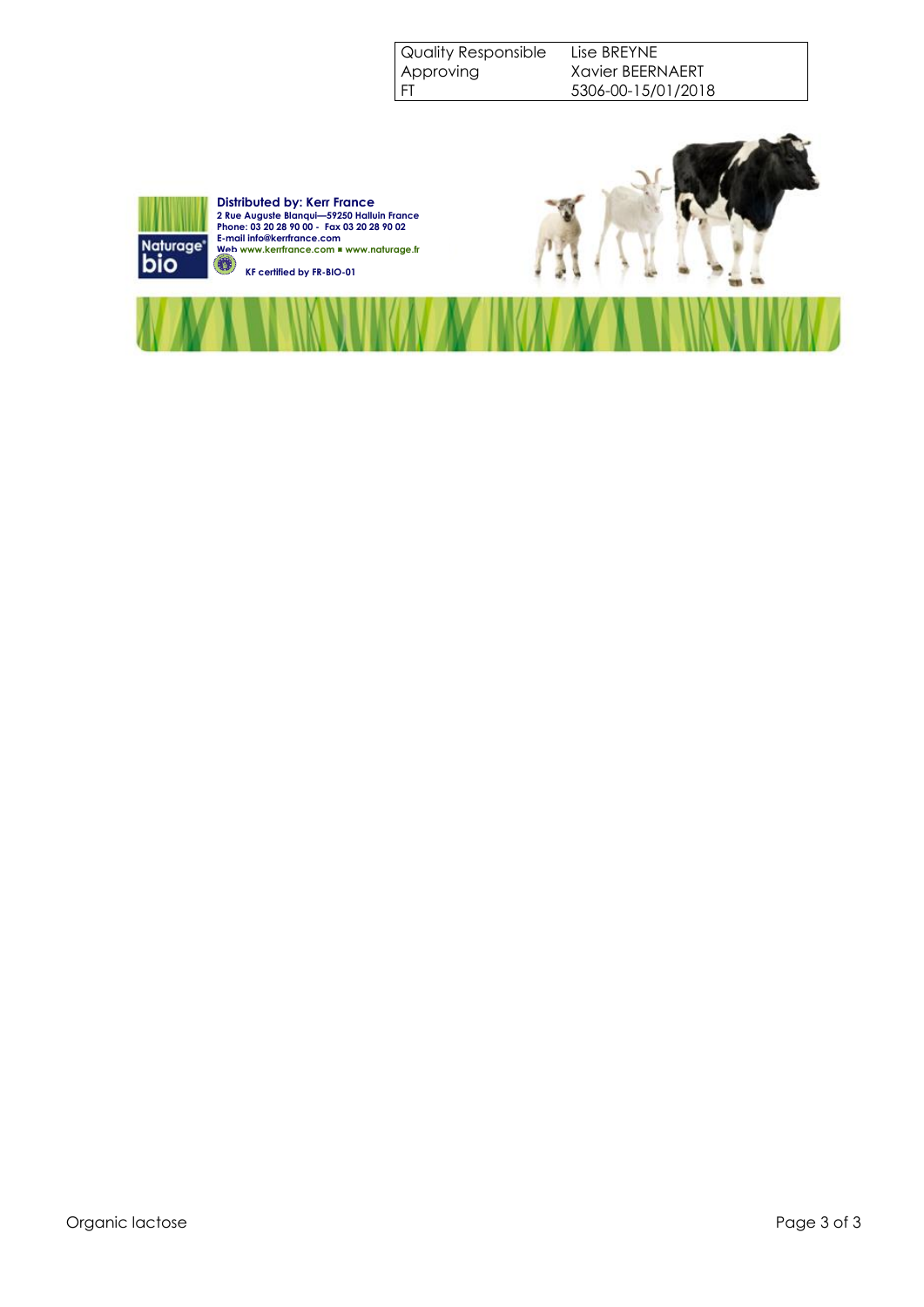| | |
|---|---|
| Quality Responsible | Lise BREYNE |
| Approving | Xavier BEERNAERT |
| FT | 5306-00-15/01/2018 |

Naturage® bio

**Distributed by: Kerr France**
**2 Rue Auguste Blanqui—59250 Halluin France**
**Phone: 03 20 28 90 00 - Fax 03 20 28 90 02**
**E-mail info@kerrfrance.com**
**Web www.kerrfrance.com ■ www.naturage.fr**

**KF certified by FR-BIO-01**